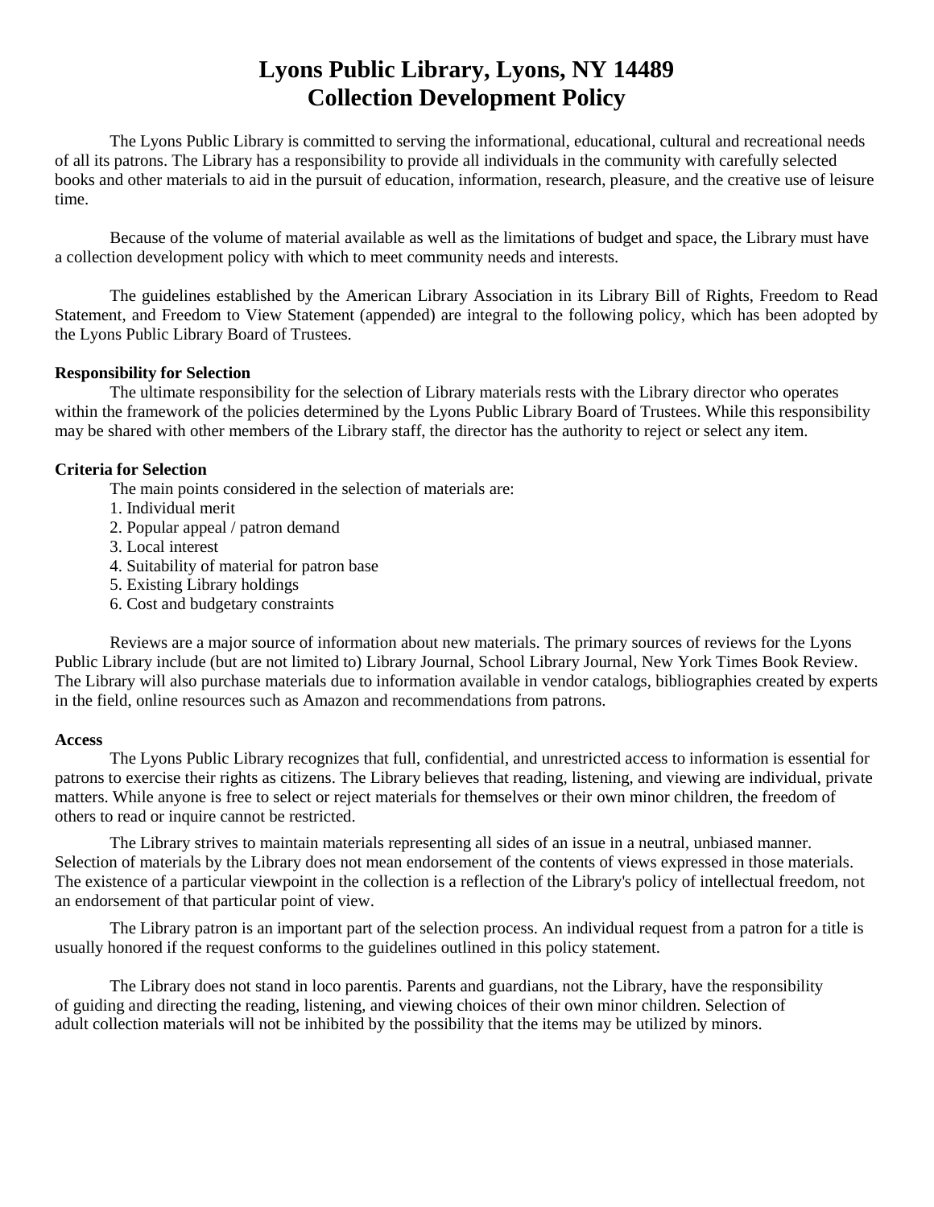# Lyons Public Library, Lyons, NY 14489
# Collection Development Policy

The Lyons Public Library is committed to serving the informational, educational, cultural and recreational needs of all its patrons. The Library has a responsibility to provide all individuals in the community with carefully selected books and other materials to aid in the pursuit of education, information, research, pleasure, and the creative use of leisure time.

Because of the volume of material available as well as the limitations of budget and space, the Library must have a collection development policy with which to meet community needs and interests.

The guidelines established by the American Library Association in its Library Bill of Rights, Freedom to Read Statement, and Freedom to View Statement (appended) are integral to the following policy, which has been adopted by the Lyons Public Library Board of Trustees.

**Responsibility for Selection**

The ultimate responsibility for the selection of Library materials rests with the Library director who operates within the framework of the policies determined by the Lyons Public Library Board of Trustees. While this responsibility may be shared with other members of the Library staff, the director has the authority to reject or select any item.

**Criteria for Selection**

The main points considered in the selection of materials are:

1. Individual merit
2. Popular appeal / patron demand
3. Local interest
4. Suitability of material for patron base
5. Existing Library holdings
6. Cost and budgetary constraints

Reviews are a major source of information about new materials. The primary sources of reviews for the Lyons Public Library include (but are not limited to) Library Journal, School Library Journal, New York Times Book Review. The Library will also purchase materials due to information available in vendor catalogs, bibliographies created by experts in the field, online resources such as Amazon and recommendations from patrons.

**Access**

The Lyons Public Library recognizes that full, confidential, and unrestricted access to information is essential for patrons to exercise their rights as citizens. The Library believes that reading, listening, and viewing are individual, private matters. While anyone is free to select or reject materials for themselves or their own minor children, the freedom of others to read or inquire cannot be restricted.

The Library strives to maintain materials representing all sides of an issue in a neutral, unbiased manner. Selection of materials by the Library does not mean endorsement of the contents of views expressed in those materials. The existence of a particular viewpoint in the collection is a reflection of the Library's policy of intellectual freedom, not an endorsement of that particular point of view.

The Library patron is an important part of the selection process. An individual request from a patron for a title is usually honored if the request conforms to the guidelines outlined in this policy statement.

The Library does not stand in loco parentis. Parents and guardians, not the Library, have the responsibility of guiding and directing the reading, listening, and viewing choices of their own minor children. Selection of adult collection materials will not be inhibited by the possibility that the items may be utilized by minors.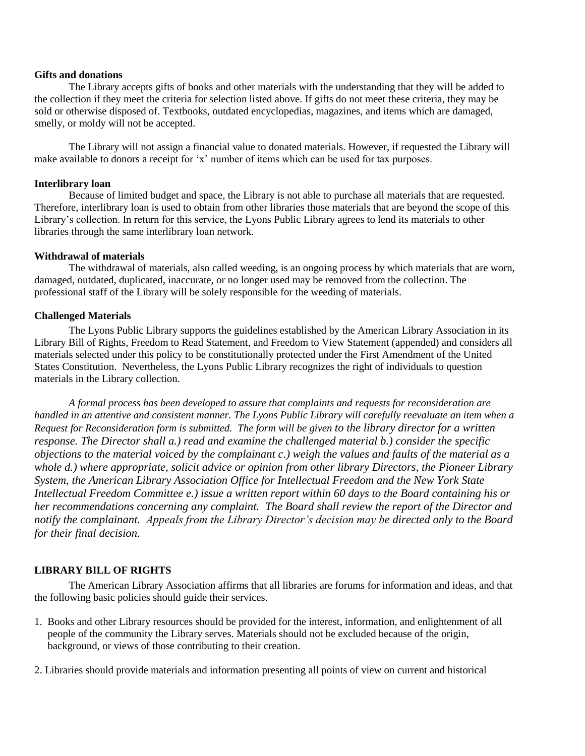**Gifts and donations**

The Library accepts gifts of books and other materials with the understanding that they will be added to the collection if they meet the criteria for selection listed above. If gifts do not meet these criteria, they may be sold or otherwise disposed of. Textbooks, outdated encyclopedias, magazines, and items which are damaged, smelly, or moldy will not be accepted.

The Library will not assign a financial value to donated materials. However, if requested the Library will make available to donors a receipt for 'x' number of items which can be used for tax purposes.

**Interlibrary loan**

Because of limited budget and space, the Library is not able to purchase all materials that are requested. Therefore, interlibrary loan is used to obtain from other libraries those materials that are beyond the scope of this Library's collection. In return for this service, the Lyons Public Library agrees to lend its materials to other libraries through the same interlibrary loan network.

**Withdrawal of materials**

The withdrawal of materials, also called weeding, is an ongoing process by which materials that are worn, damaged, outdated, duplicated, inaccurate, or no longer used may be removed from the collection. The professional staff of the Library will be solely responsible for the weeding of materials.

**Challenged Materials**

The Lyons Public Library supports the guidelines established by the American Library Association in its Library Bill of Rights, Freedom to Read Statement, and Freedom to View Statement (appended) and considers all materials selected under this policy to be constitutionally protected under the First Amendment of the United States Constitution. Nevertheless, the Lyons Public Library recognizes the right of individuals to question materials in the Library collection.

*A formal process has been developed to assure that complaints and requests for reconsideration are handled in an attentive and consistent manner. The Lyons Public Library will carefully reevaluate an item when a Request for Reconsideration form is submitted. The form will be given to the library director for a written response. The Director shall a.) read and examine the challenged material b.) consider the specific objections to the material voiced by the complainant c.) weigh the values and faults of the material as a whole d.) where appropriate, solicit advice or opinion from other library Directors, the Pioneer Library System, the American Library Association Office for Intellectual Freedom and the New York State Intellectual Freedom Committee e.) issue a written report within 60 days to the Board containing his or her recommendations concerning any complaint. The Board shall review the report of the Director and notify the complainant. Appeals from the Library Director's decision may be directed only to the Board for their final decision.*

**LIBRARY BILL OF RIGHTS**

The American Library Association affirms that all libraries are forums for information and ideas, and that the following basic policies should guide their services.

1. Books and other Library resources should be provided for the interest, information, and enlightenment of all people of the community the Library serves. Materials should not be excluded because of the origin, background, or views of those contributing to their creation.

2. Libraries should provide materials and information presenting all points of view on current and historical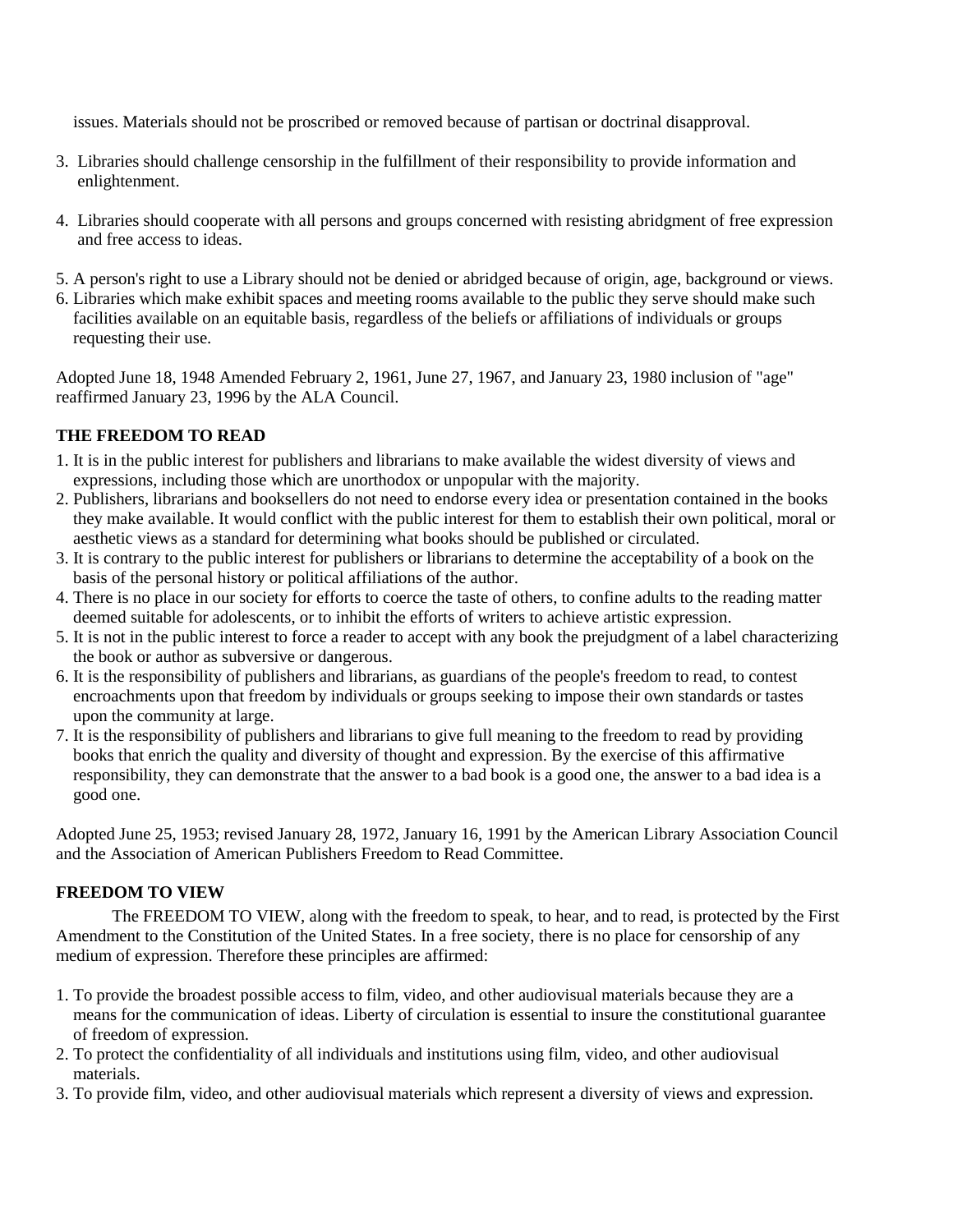issues. Materials should not be proscribed or removed because of partisan or doctrinal disapproval.

3. Libraries should challenge censorship in the fulfillment of their responsibility to provide information and enlightenment.

4. Libraries should cooperate with all persons and groups concerned with resisting abridgment of free expression and free access to ideas.

5. A person's right to use a Library should not be denied or abridged because of origin, age, background or views.
6. Libraries which make exhibit spaces and meeting rooms available to the public they serve should make such facilities available on an equitable basis, regardless of the beliefs or affiliations of individuals or groups requesting their use.

Adopted June 18, 1948 Amended February 2, 1961, June 27, 1967, and January 23, 1980 inclusion of "age" reaffirmed January 23, 1996 by the ALA Council.

**THE FREEDOM TO READ**

1. It is in the public interest for publishers and librarians to make available the widest diversity of views and expressions, including those which are unorthodox or unpopular with the majority.
2. Publishers, librarians and booksellers do not need to endorse every idea or presentation contained in the books they make available. It would conflict with the public interest for them to establish their own political, moral or aesthetic views as a standard for determining what books should be published or circulated.
3. It is contrary to the public interest for publishers or librarians to determine the acceptability of a book on the basis of the personal history or political affiliations of the author.
4. There is no place in our society for efforts to coerce the taste of others, to confine adults to the reading matter deemed suitable for adolescents, or to inhibit the efforts of writers to achieve artistic expression.
5. It is not in the public interest to force a reader to accept with any book the prejudgment of a label characterizing the book or author as subversive or dangerous.
6. It is the responsibility of publishers and librarians, as guardians of the people's freedom to read, to contest encroachments upon that freedom by individuals or groups seeking to impose their own standards or tastes upon the community at large.
7. It is the responsibility of publishers and librarians to give full meaning to the freedom to read by providing books that enrich the quality and diversity of thought and expression. By the exercise of this affirmative responsibility, they can demonstrate that the answer to a bad book is a good one, the answer to a bad idea is a good one.

Adopted June 25, 1953; revised January 28, 1972, January 16, 1991 by the American Library Association Council and the Association of American Publishers Freedom to Read Committee.

**FREEDOM TO VIEW**

The FREEDOM TO VIEW, along with the freedom to speak, to hear, and to read, is protected by the First Amendment to the Constitution of the United States. In a free society, there is no place for censorship of any medium of expression. Therefore these principles are affirmed:

1. To provide the broadest possible access to film, video, and other audiovisual materials because they are a means for the communication of ideas. Liberty of circulation is essential to insure the constitutional guarantee of freedom of expression.
2. To protect the confidentiality of all individuals and institutions using film, video, and other audiovisual materials.
3. To provide film, video, and other audiovisual materials which represent a diversity of views and expression.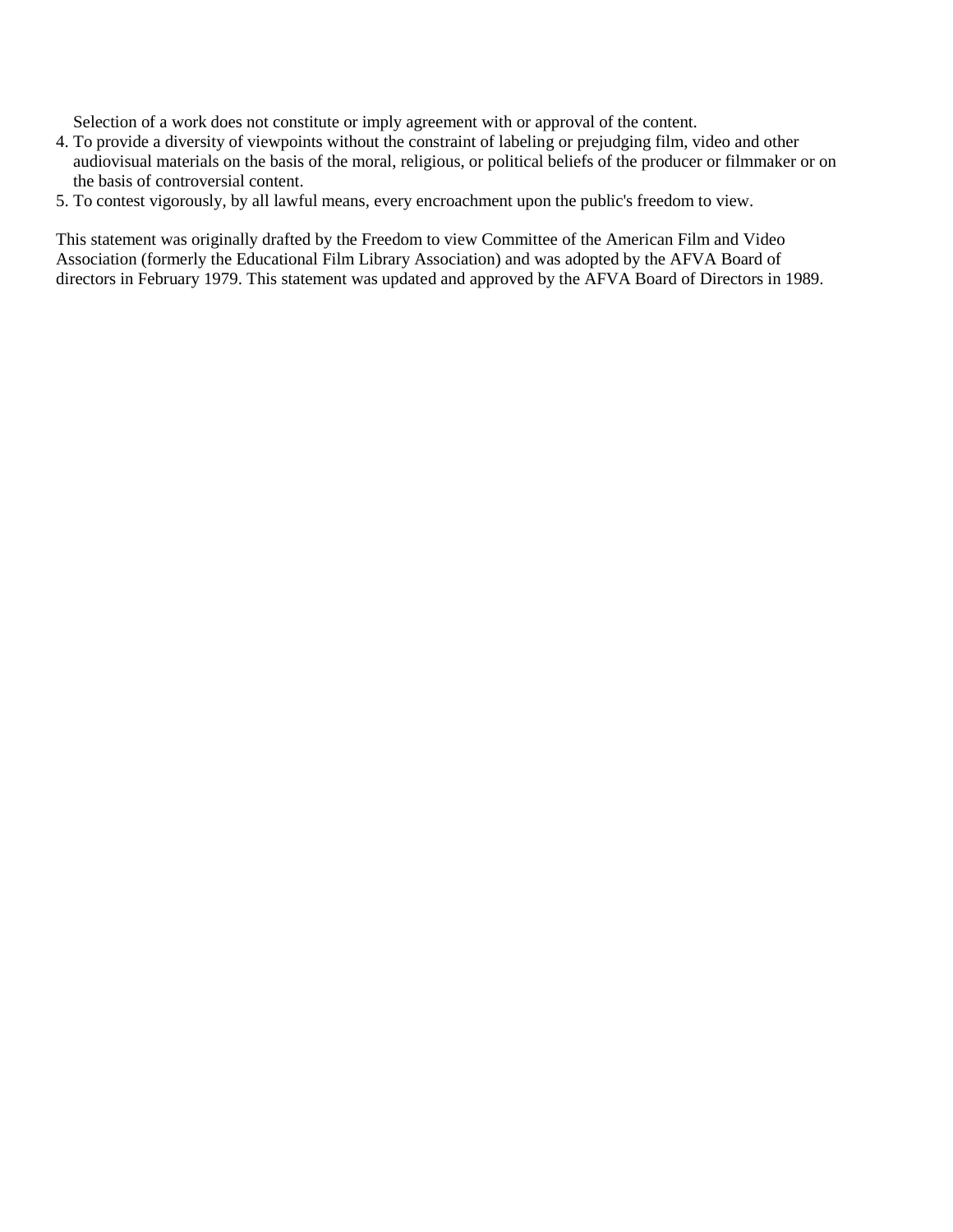Selection of a work does not constitute or imply agreement with or approval of the content.

4. To provide a diversity of viewpoints without the constraint of labeling or prejudging film, video and other audiovisual materials on the basis of the moral, religious, or political beliefs of the producer or filmmaker or on the basis of controversial content.
5. To contest vigorously, by all lawful means, every encroachment upon the public's freedom to view.

This statement was originally drafted by the Freedom to view Committee of the American Film and Video Association (formerly the Educational Film Library Association) and was adopted by the AFVA Board of directors in February 1979. This statement was updated and approved by the AFVA Board of Directors in 1989.